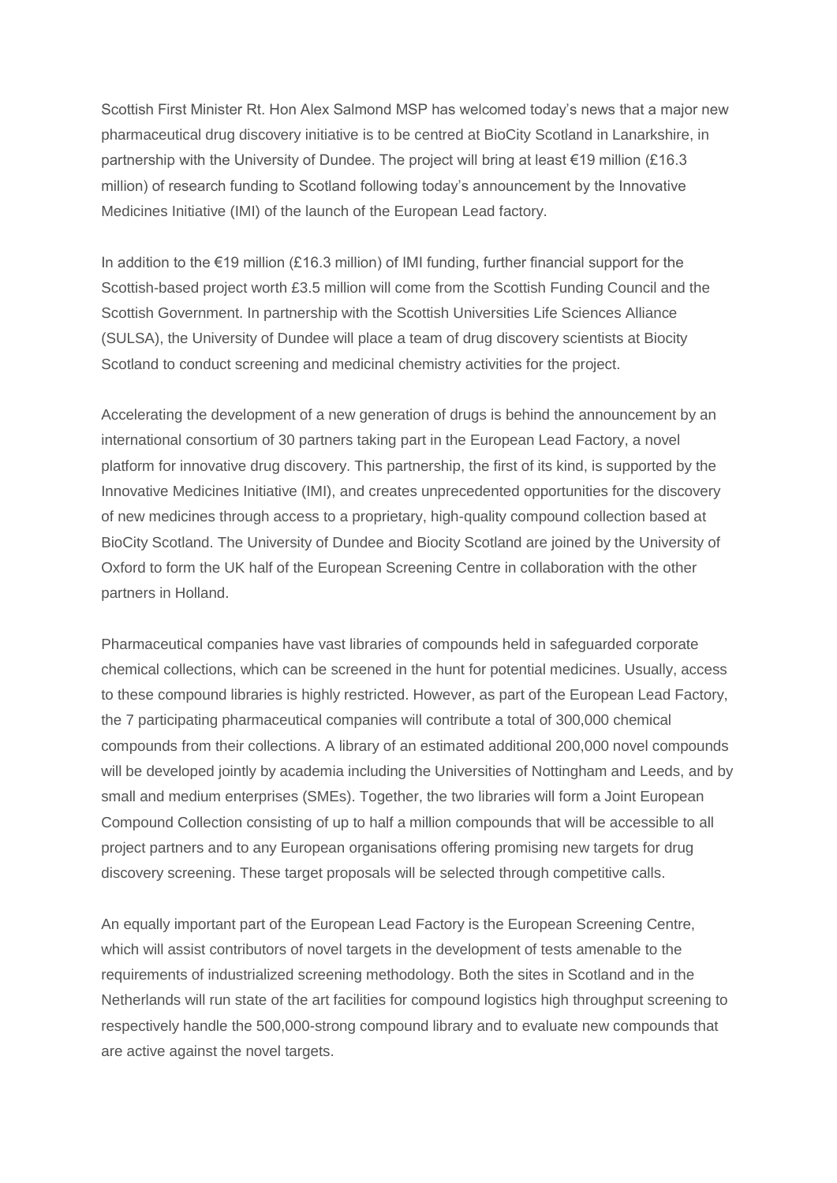Scottish First Minister Rt. Hon Alex Salmond MSP has welcomed today's news that a major new pharmaceutical drug discovery initiative is to be centred at BioCity Scotland in Lanarkshire, in partnership with the University of Dundee. The project will bring at least €19 million (£16.3 million) of research funding to Scotland following today's announcement by the Innovative Medicines Initiative (IMI) of the launch of the European Lead factory.

In addition to the €19 million (£16.3 million) of IMI funding, further financial support for the Scottish-based project worth £3.5 million will come from the Scottish Funding Council and the Scottish Government. In partnership with the Scottish Universities Life Sciences Alliance (SULSA), the University of Dundee will place a team of drug discovery scientists at Biocity Scotland to conduct screening and medicinal chemistry activities for the project.

Accelerating the development of a new generation of drugs is behind the announcement by an international consortium of 30 partners taking part in the European Lead Factory, a novel platform for innovative drug discovery. This partnership, the first of its kind, is supported by the Innovative Medicines Initiative (IMI), and creates unprecedented opportunities for the discovery of new medicines through access to a proprietary, high-quality compound collection based at BioCity Scotland. The University of Dundee and Biocity Scotland are joined by the University of Oxford to form the UK half of the European Screening Centre in collaboration with the other partners in Holland.

Pharmaceutical companies have vast libraries of compounds held in safeguarded corporate chemical collections, which can be screened in the hunt for potential medicines. Usually, access to these compound libraries is highly restricted. However, as part of the European Lead Factory, the 7 participating pharmaceutical companies will contribute a total of 300,000 chemical compounds from their collections. A library of an estimated additional 200,000 novel compounds will be developed jointly by academia including the Universities of Nottingham and Leeds, and by small and medium enterprises (SMEs). Together, the two libraries will form a Joint European Compound Collection consisting of up to half a million compounds that will be accessible to all project partners and to any European organisations offering promising new targets for drug discovery screening. These target proposals will be selected through competitive calls.

An equally important part of the European Lead Factory is the European Screening Centre, which will assist contributors of novel targets in the development of tests amenable to the requirements of industrialized screening methodology. Both the sites in Scotland and in the Netherlands will run state of the art facilities for compound logistics high throughput screening to respectively handle the 500,000-strong compound library and to evaluate new compounds that are active against the novel targets.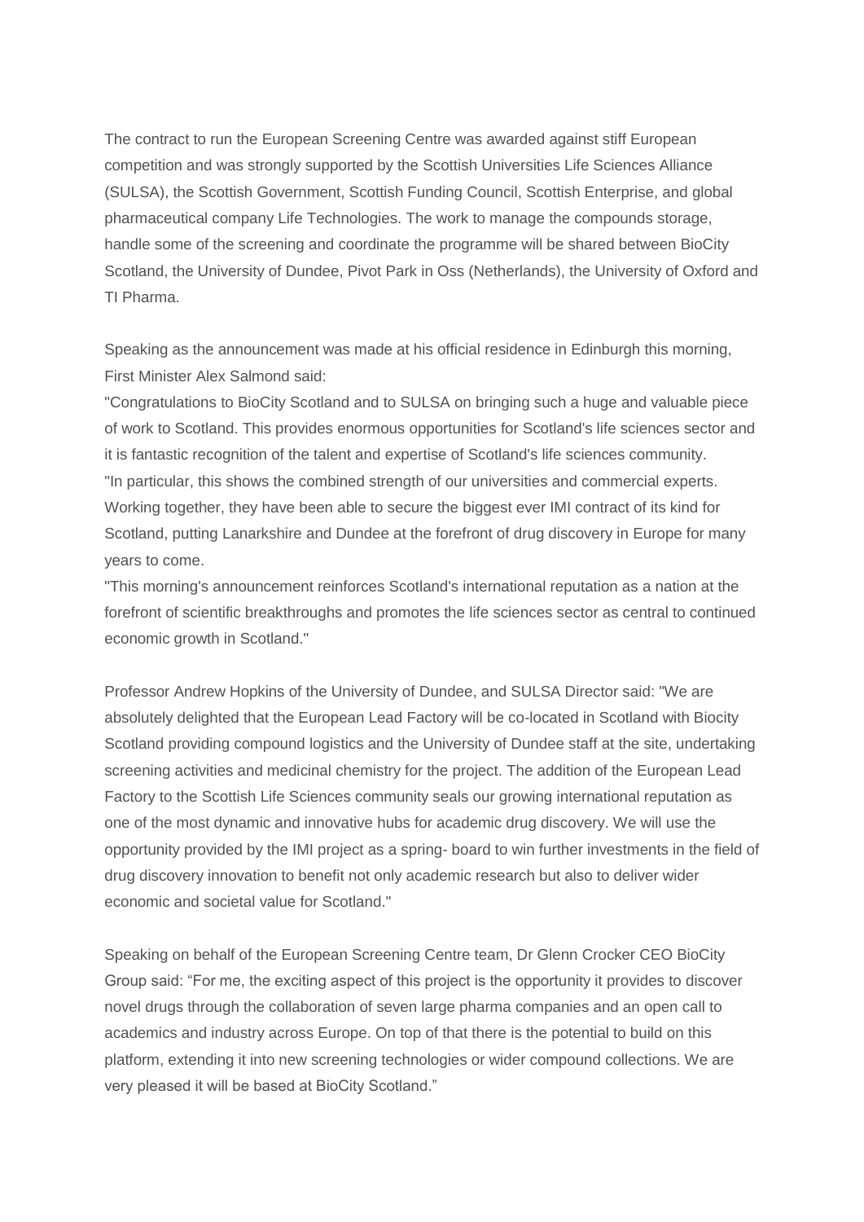The contract to run the European Screening Centre was awarded against stiff European competition and was strongly supported by the Scottish Universities Life Sciences Alliance (SULSA), the Scottish Government, Scottish Funding Council, Scottish Enterprise, and global pharmaceutical company Life Technologies. The work to manage the compounds storage, handle some of the screening and coordinate the programme will be shared between BioCity Scotland, the University of Dundee, Pivot Park in Oss (Netherlands), the University of Oxford and TI Pharma.

Speaking as the announcement was made at his official residence in Edinburgh this morning, First Minister Alex Salmond said:

"Congratulations to BioCity Scotland and to SULSA on bringing such a huge and valuable piece of work to Scotland. This provides enormous opportunities for Scotland's life sciences sector and it is fantastic recognition of the talent and expertise of Scotland's life sciences community.

"In particular, this shows the combined strength of our universities and commercial experts. Working together, they have been able to secure the biggest ever IMI contract of its kind for Scotland, putting Lanarkshire and Dundee at the forefront of drug discovery in Europe for many years to come.

"This morning's announcement reinforces Scotland's international reputation as a nation at the forefront of scientific breakthroughs and promotes the life sciences sector as central to continued economic growth in Scotland."

Professor Andrew Hopkins of the University of Dundee, and SULSA Director said: "We are absolutely delighted that the European Lead Factory will be co-located in Scotland with Biocity Scotland providing compound logistics and the University of Dundee staff at the site, undertaking screening activities and medicinal chemistry for the project. The addition of the European Lead Factory to the Scottish Life Sciences community seals our growing international reputation as one of the most dynamic and innovative hubs for academic drug discovery. We will use the opportunity provided by the IMI project as a spring- board to win further investments in the field of drug discovery innovation to benefit not only academic research but also to deliver wider economic and societal value for Scotland."

Speaking on behalf of the European Screening Centre team, Dr Glenn Crocker CEO BioCity Group said: "For me, the exciting aspect of this project is the opportunity it provides to discover novel drugs through the collaboration of seven large pharma companies and an open call to academics and industry across Europe. On top of that there is the potential to build on this platform, extending it into new screening technologies or wider compound collections. We are very pleased it will be based at BioCity Scotland."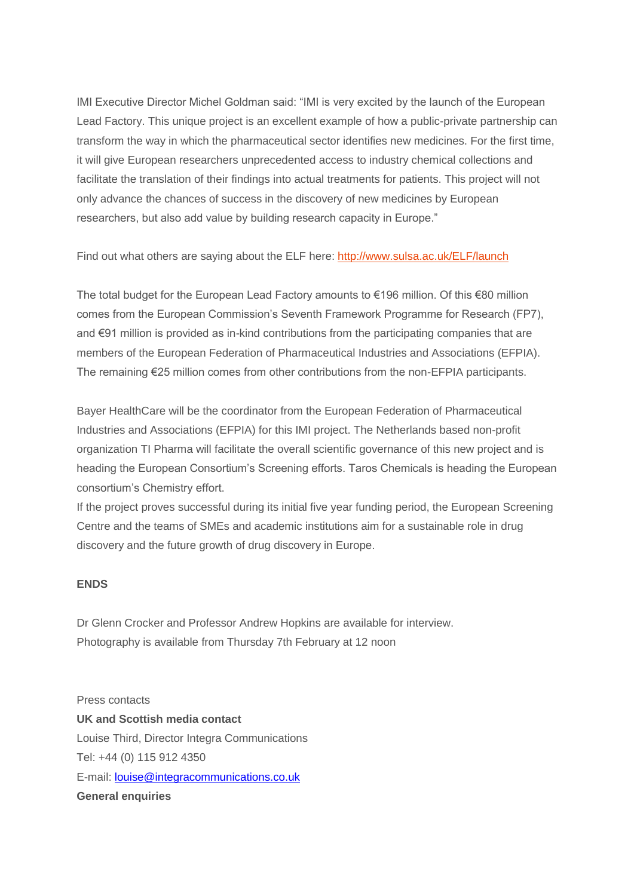IMI Executive Director Michel Goldman said: "IMI is very excited by the launch of the European Lead Factory. This unique project is an excellent example of how a public-private partnership can transform the way in which the pharmaceutical sector identifies new medicines. For the first time, it will give European researchers unprecedented access to industry chemical collections and facilitate the translation of their findings into actual treatments for patients. This project will not only advance the chances of success in the discovery of new medicines by European researchers, but also add value by building research capacity in Europe."

Find out what others are saying about the ELF here: http://www.sulsa.ac.uk/ELF/launch

The total budget for the European Lead Factory amounts to €196 million. Of this €80 million comes from the European Commission's Seventh Framework Programme for Research (FP7), and €91 million is provided as in-kind contributions from the participating companies that are members of the European Federation of Pharmaceutical Industries and Associations (EFPIA). The remaining €25 million comes from other contributions from the non-EFPIA participants.

Bayer HealthCare will be the coordinator from the European Federation of Pharmaceutical Industries and Associations (EFPIA) for this IMI project. The Netherlands based non-profit organization TI Pharma will facilitate the overall scientific governance of this new project and is heading the European Consortium's Screening efforts. Taros Chemicals is heading the European consortium's Chemistry effort.
If the project proves successful during its initial five year funding period, the European Screening Centre and the teams of SMEs and academic institutions aim for a sustainable role in drug discovery and the future growth of drug discovery in Europe.

**ENDS**

Dr Glenn Crocker and Professor Andrew Hopkins are available for interview.
Photography is available from Thursday 7th February at 12 noon

Press contacts
**UK and Scottish media contact**
Louise Third, Director Integra Communications
Tel: +44 (0) 115 912 4350
E-mail: louise@integracommunications.co.uk
**General enquiries**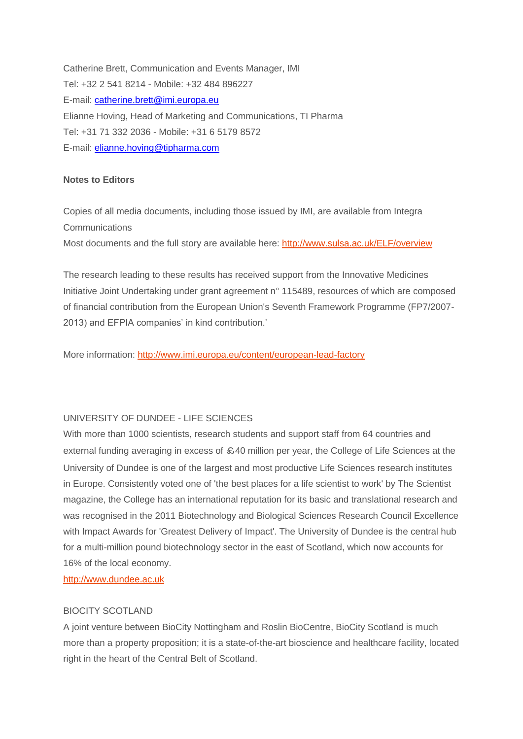Catherine Brett, Communication and Events Manager, IMI
Tel: +32 2 541 8214 - Mobile: +32 484 896227
E-mail: [catherine.brett@imi.europa.eu](mailto:catherine.brett@imi.europa.eu)
Elianne Hoving, Head of Marketing and Communications, TI Pharma
Tel: +31 71 332 2036 - Mobile: +31 6 5179 8572
E-mail: [elianne.hoving@tipharma.com](mailto:elianne.hoving@tipharma.com)

**Notes to Editors**

Copies of all media documents, including those issued by IMI, are available from Integra Communications
Most documents and the full story are available here: [http://www.sulsa.ac.uk/ELF/overview](http://www.sulsa.ac.uk/ELF/overview)

The research leading to these results has received support from the Innovative Medicines Initiative Joint Undertaking under grant agreement n° 115489, resources of which are composed of financial contribution from the European Union's Seventh Framework Programme (FP7/2007-2013) and EFPIA companies' in kind contribution.'

More information: [http://www.imi.europa.eu/content/european-lead-factory](http://www.imi.europa.eu/content/european-lead-factory)

UNIVERSITY OF DUNDEE - LIFE SCIENCES
With more than 1000 scientists, research students and support staff from 64 countries and external funding averaging in excess of £40 million per year, the College of Life Sciences at the University of Dundee is one of the largest and most productive Life Sciences research institutes in Europe. Consistently voted one of 'the best places for a life scientist to work' by The Scientist magazine, the College has an international reputation for its basic and translational research and was recognised in the 2011 Biotechnology and Biological Sciences Research Council Excellence with Impact Awards for 'Greatest Delivery of Impact'. The University of Dundee is the central hub for a multi-million pound biotechnology sector in the east of Scotland, which now accounts for 16% of the local economy.
[http://www.dundee.ac.uk](http://www.dundee.ac.uk)

BIOCITY SCOTLAND
A joint venture between BioCity Nottingham and Roslin BioCentre, BioCity Scotland is much more than a property proposition; it is a state-of-the-art bioscience and healthcare facility, located right in the heart of the Central Belt of Scotland.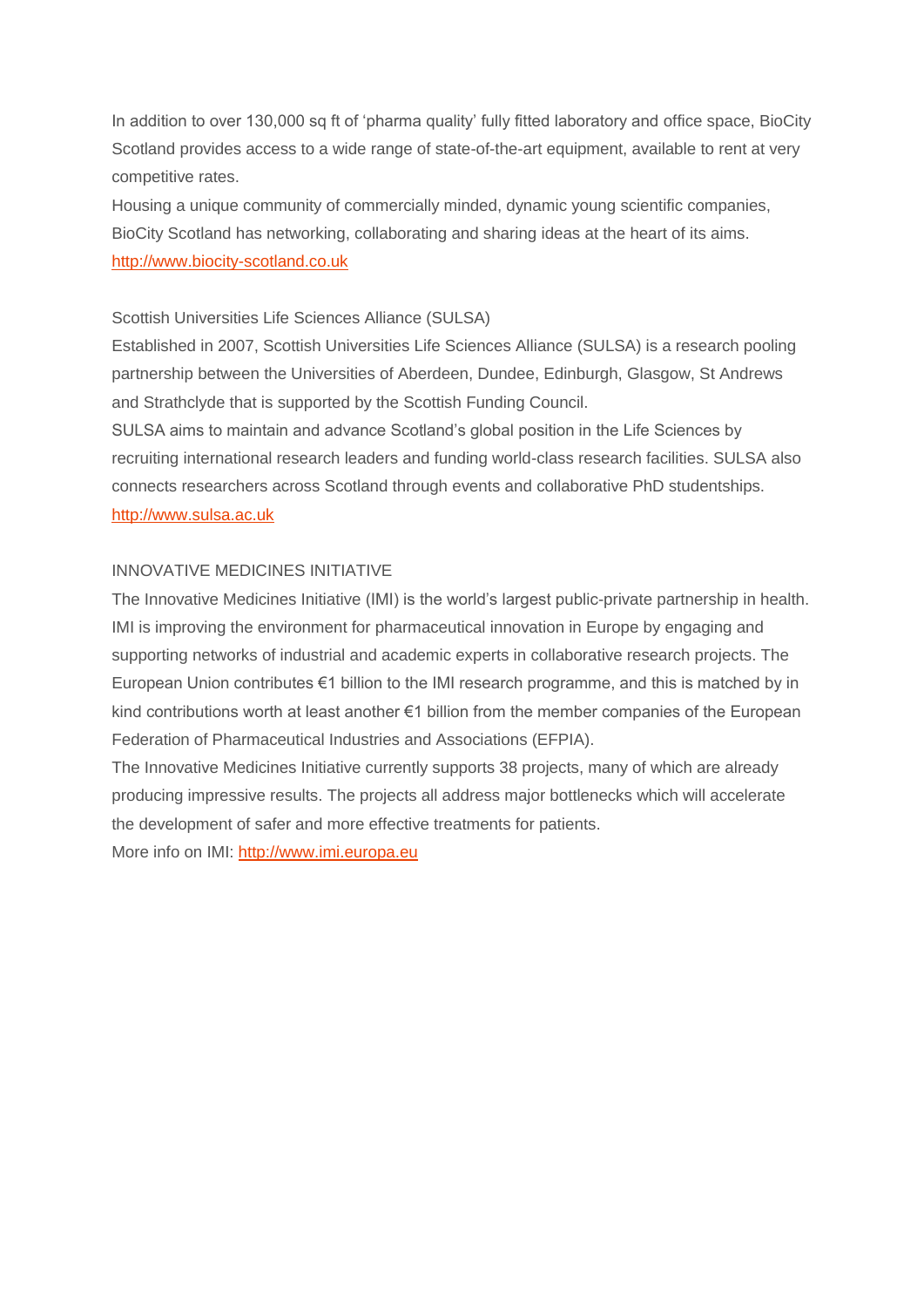In addition to over 130,000 sq ft of 'pharma quality' fully fitted laboratory and office space, BioCity Scotland provides access to a wide range of state-of-the-art equipment, available to rent at very competitive rates.

Housing a unique community of commercially minded, dynamic young scientific companies, BioCity Scotland has networking, collaborating and sharing ideas at the heart of its aims.

http://www.biocity-scotland.co.uk

Scottish Universities Life Sciences Alliance (SULSA)

Established in 2007, Scottish Universities Life Sciences Alliance (SULSA) is a research pooling partnership between the Universities of Aberdeen, Dundee, Edinburgh, Glasgow, St Andrews and Strathclyde that is supported by the Scottish Funding Council.

SULSA aims to maintain and advance Scotland's global position in the Life Sciences by recruiting international research leaders and funding world-class research facilities. SULSA also connects researchers across Scotland through events and collaborative PhD studentships.

http://www.sulsa.ac.uk

INNOVATIVE MEDICINES INITIATIVE

The Innovative Medicines Initiative (IMI) is the world's largest public-private partnership in health. IMI is improving the environment for pharmaceutical innovation in Europe by engaging and supporting networks of industrial and academic experts in collaborative research projects. The European Union contributes €1 billion to the IMI research programme, and this is matched by in kind contributions worth at least another €1 billion from the member companies of the European Federation of Pharmaceutical Industries and Associations (EFPIA).

The Innovative Medicines Initiative currently supports 38 projects, many of which are already producing impressive results. The projects all address major bottlenecks which will accelerate the development of safer and more effective treatments for patients.

More info on IMI: http://www.imi.europa.eu